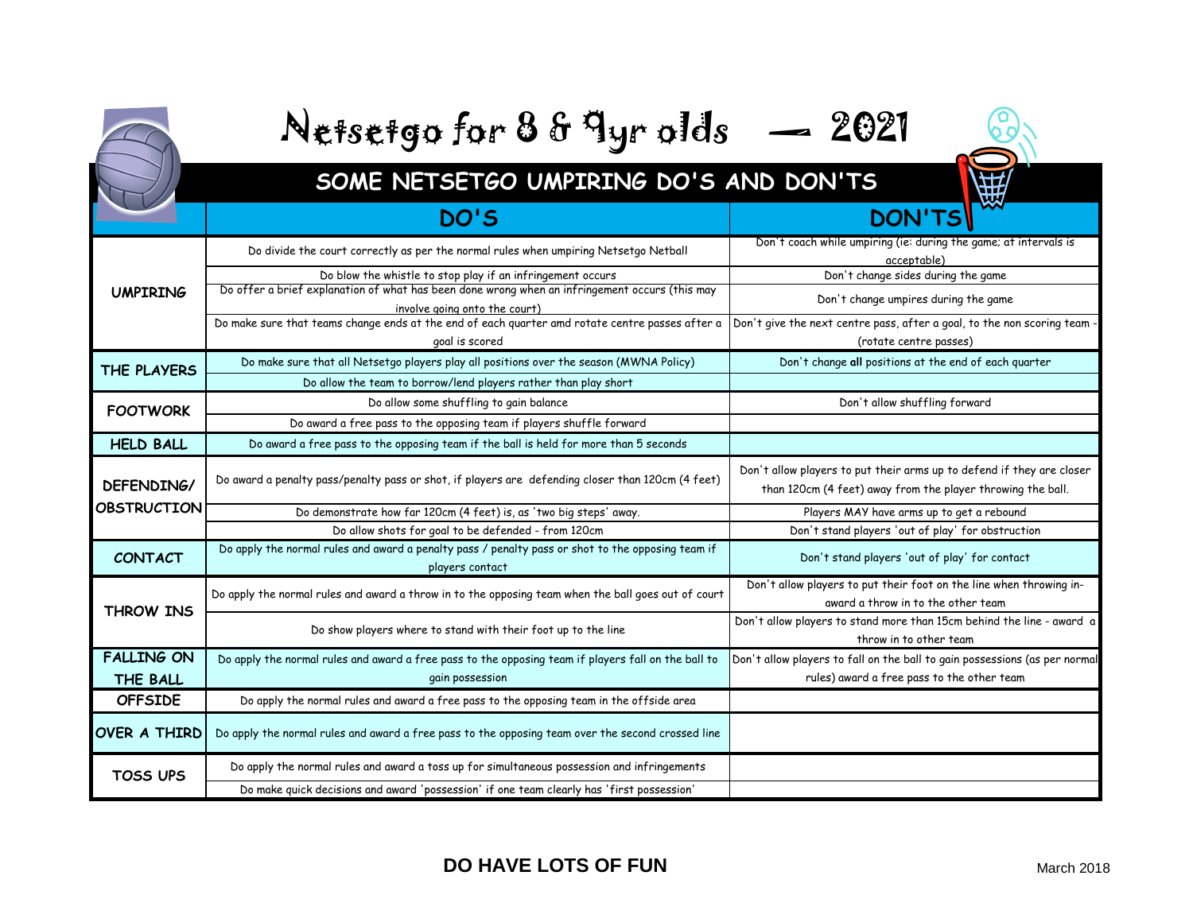# Netsetgo for 8 & 9yr olds — 2021

## SOME NETSETGO UMPIRING DO'S AND DON'TS

| | DO'S | DON'TS |
|---|---|---|
| **UMPIRING** | Do divide the court correctly as per the normal rules when umpiring Netsetgo Netball | Don't coach while umpiring (ie: during the game; at intervals is acceptable) |
| | Do blow the whistle to stop play if an infringement occurs | Don't change sides during the game |
| | Do offer a brief explanation of what has been done wrong when an infringement occurs (this may involve going onto the court) | Don't change umpires during the game |
| | Do make sure that teams change ends at the end of each quarter amd rotate centre passes after a goal is scored | Don't give the next centre pass, after a goal, to the non scoring team - (rotate centre passes) |
| **THE PLAYERS** | Do make sure that all Netsetgo players play all positions over the season (MWNA Policy) | Don't change **all** positions at the end of each quarter |
| | Do allow the team to borrow/lend players rather than play short | |
| **FOOTWORK** | Do allow some shuffling to gain balance | Don't allow shuffling forward |
| | Do award a free pass to the opposing team if players shuffle forward | |
| **HELD BALL** | Do award a free pass to the opposing team if the ball is held for more than 5 seconds | |
| **DEFENDING/ OBSTRUCTION** | Do award a penalty pass/penalty pass or shot, if players are defending closer than 120cm (4 feet) | Don't allow players to put their arms up to defend if they are closer than 120cm (4 feet) away from the player throwing the ball. |
| | Do demonstrate how far 120cm (4 feet) is, as 'two big steps' away. | Players MAY have arms up to get a rebound |
| | Do allow shots for goal to be defended - from 120cm | Don't stand players 'out of play' for obstruction |
| **CONTACT** | Do apply the normal rules and award a penalty pass / penalty pass or shot to the opposing team if players contact | Don't stand players 'out of play' for contact |
| **THROW INS** | Do apply the normal rules and award a throw in to the opposing team when the ball goes out of court | Don't allow players to put their foot on the line when throwing in- award a throw in to the other team |
| | Do show players where to stand with their foot up to the line | Don't allow players to stand more than 15cm behind the line - award a throw in to other team |
| **FALLING ON THE BALL** | Do apply the normal rules and award a free pass to the opposing team if players fall on the ball to gain possession | Don't allow players to fall on the ball to gain possessions (as per normal rules) award a free pass to the other team |
| **OFFSIDE** | Do apply the normal rules and award a free pass to the opposing team in the offside area | |
| **OVER A THIRD** | Do apply the normal rules and award a free pass to the opposing team over the second crossed line | |
| **TOSS UPS** | Do apply the normal rules and award a toss up for simultaneous possession and infringements | |
| | Do make quick decisions and award 'possession' if one team clearly has 'first possession' | |

**DO HAVE LOTS OF FUN**

March 2018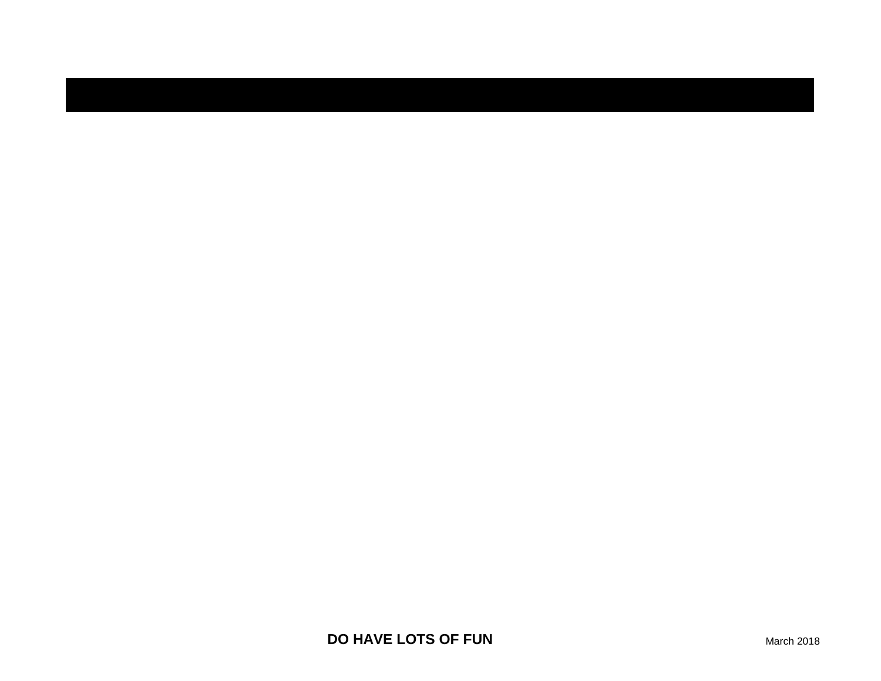**DO HAVE LOTS OF FUN**

March 2018